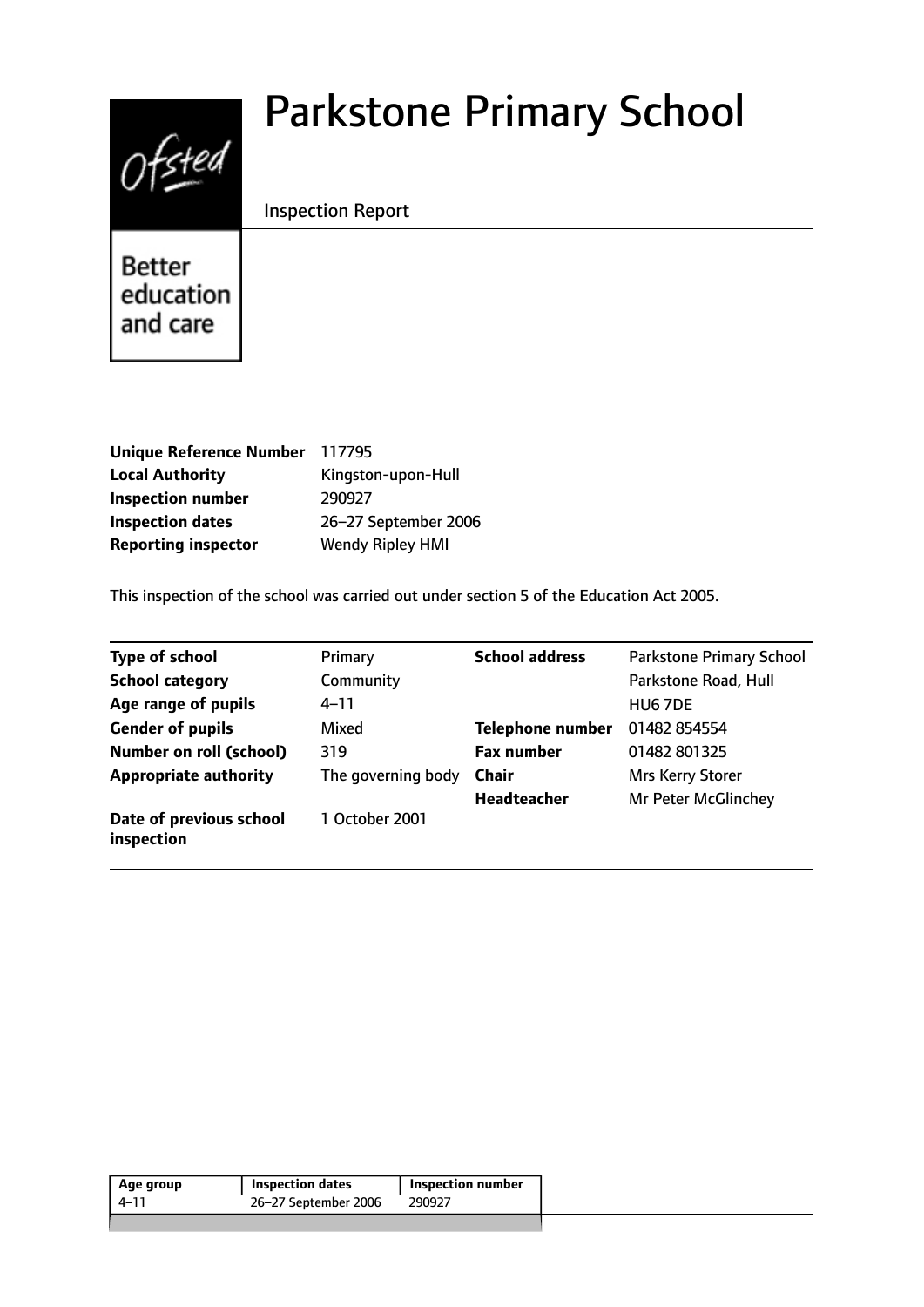# Parkstone Primary School

Inspection Report

Better education and care

| | |
|---|---|
| **Unique Reference Number** | 117795 |
| **Local Authority** | Kingston-upon-Hull |
| **Inspection number** | 290927 |
| **Inspection dates** | 26–27 September 2006 |
| **Reporting inspector** | Wendy Ripley HMI |

This inspection of the school was carried out under section 5 of the Education Act 2005.

| | | | |
|---|---|---|---|
| **Type of school** | Primary | **School address** | Parkstone Primary School |
| **School category** | Community | | Parkstone Road, Hull |
| **Age range of pupils** | 4–11 | | HU6 7DE |
| **Gender of pupils** | Mixed | **Telephone number** | 01482 854554 |
| **Number on roll (school)** | 319 | **Fax number** | 01482 801325 |
| **Appropriate authority** | The governing body | **Chair** | Mrs Kerry Storer |
| | | **Headteacher** | Mr Peter McGlinchey |
| **Date of previous school inspection** | 1 October 2001 | | |

| Age group | Inspection dates | Inspection number |
|---|---|---|
| 4–11 | 26–27 September 2006 | 290927 |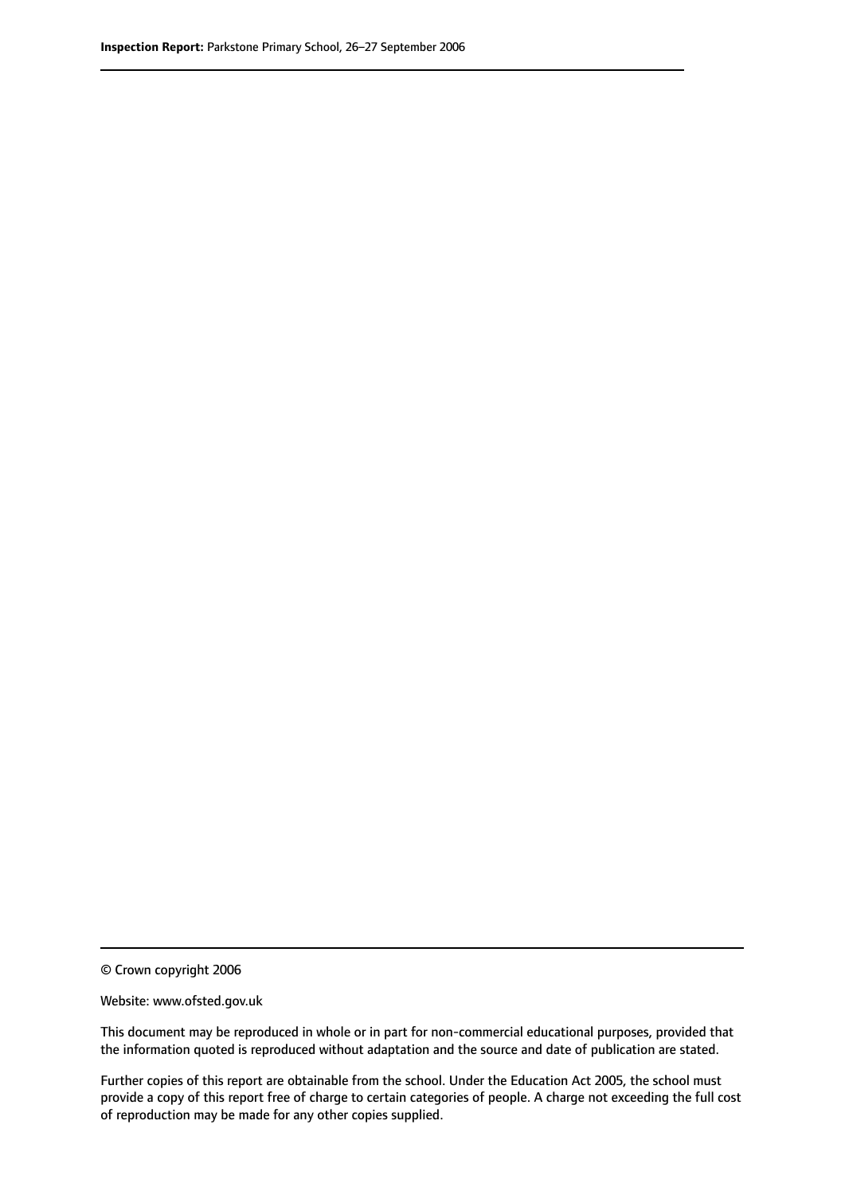© Crown copyright 2006

Website: www.ofsted.gov.uk

This document may be reproduced in whole or in part for non-commercial educational purposes, provided that the information quoted is reproduced without adaptation and the source and date of publication are stated.

Further copies of this report are obtainable from the school. Under the Education Act 2005, the school must provide a copy of this report free of charge to certain categories of people. A charge not exceeding the full cost of reproduction may be made for any other copies supplied.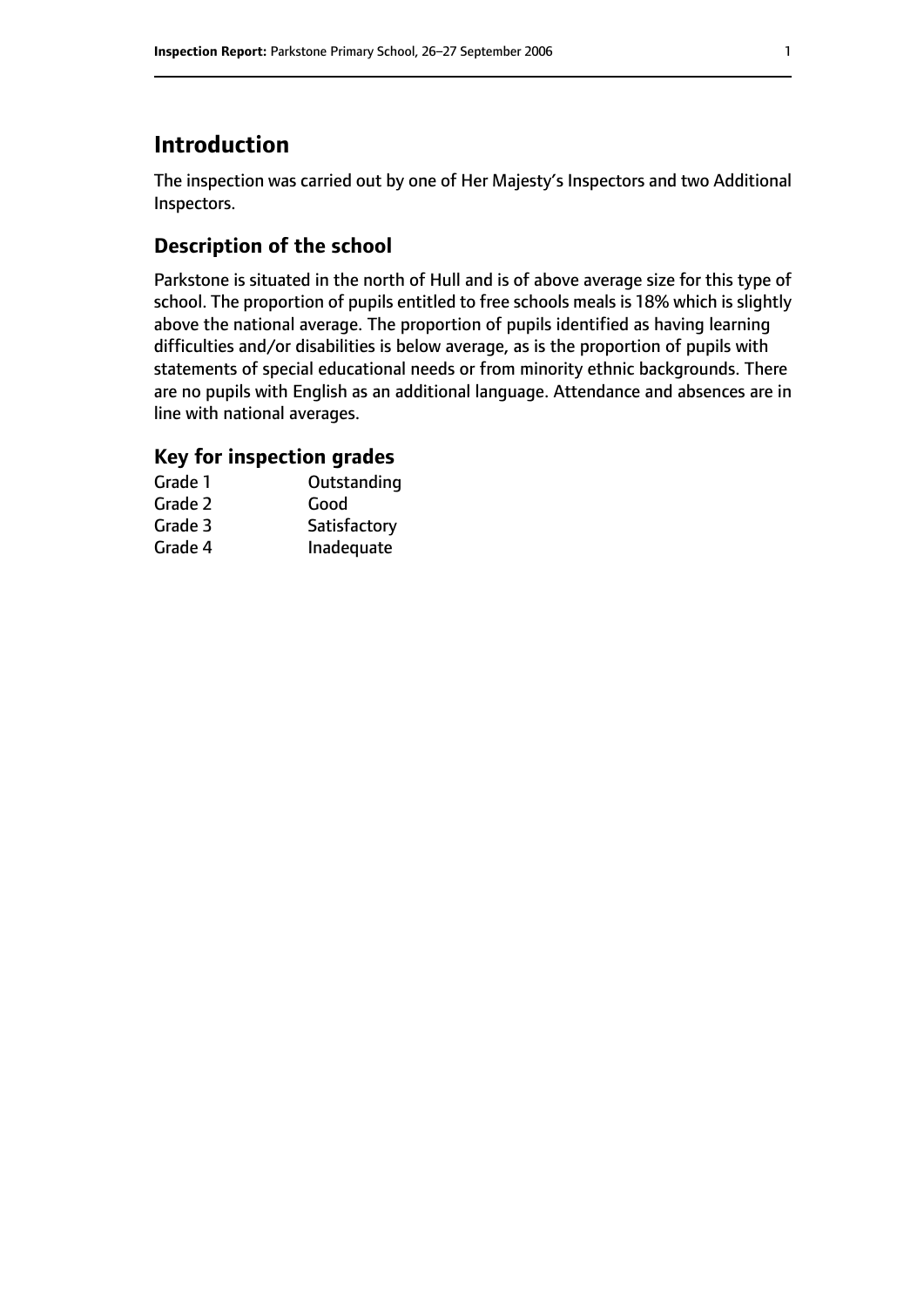## Introduction

The inspection was carried out by one of Her Majesty's Inspectors and two Additional Inspectors.

### Description of the school

Parkstone is situated in the north of Hull and is of above average size for this type of school. The proportion of pupils entitled to free schools meals is 18% which is slightly above the national average. The proportion of pupils identified as having learning difficulties and/or disabilities is below average, as is the proportion of pupils with statements of special educational needs or from minority ethnic backgrounds. There are no pupils with English as an additional language. Attendance and absences are in line with national averages.

### Key for inspection grades

| | |
|---|---|
| Grade 1 | Outstanding |
| Grade 2 | Good |
| Grade 3 | Satisfactory |
| Grade 4 | Inadequate |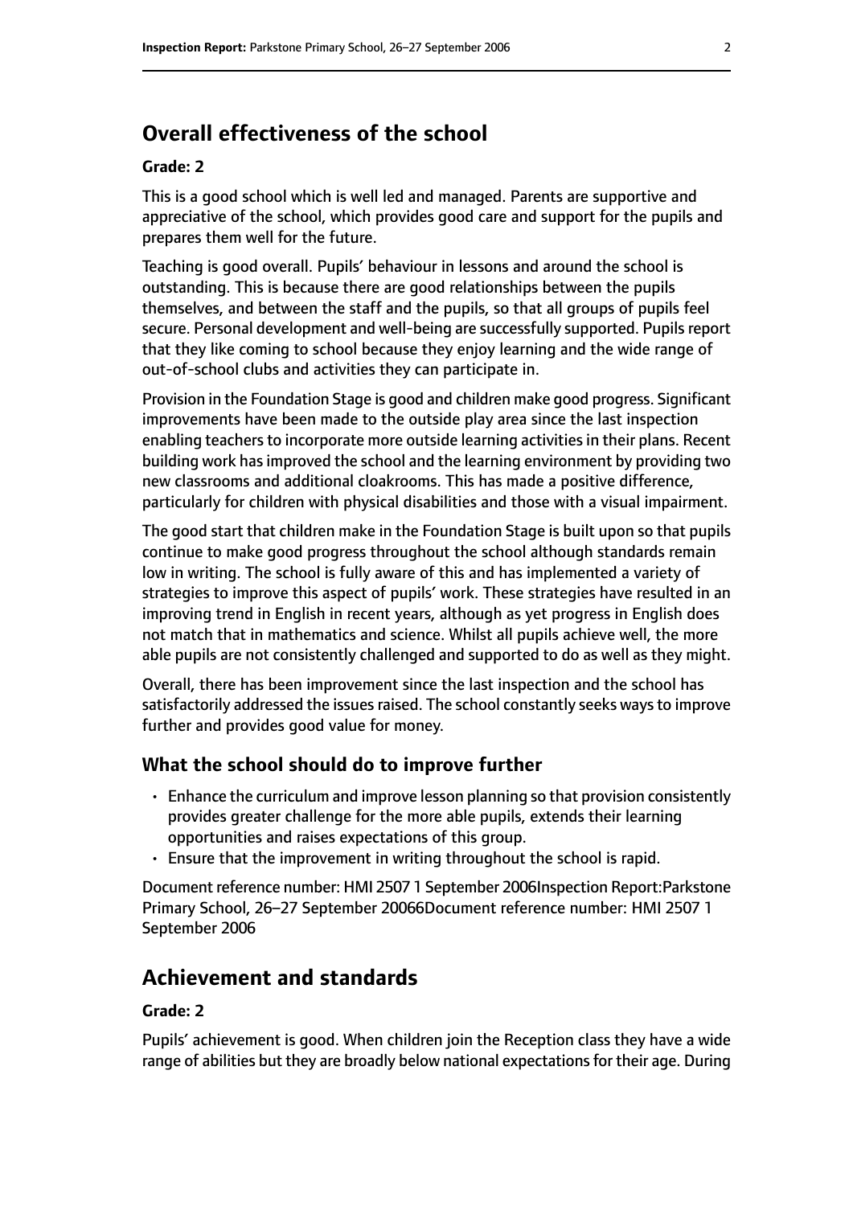## Overall effectiveness of the school

### Grade: 2

This is a good school which is well led and managed. Parents are supportive and appreciative of the school, which provides good care and support for the pupils and prepares them well for the future.

Teaching is good overall. Pupils' behaviour in lessons and around the school is outstanding. This is because there are good relationships between the pupils themselves, and between the staff and the pupils, so that all groups of pupils feel secure. Personal development and well-being are successfully supported. Pupils report that they like coming to school because they enjoy learning and the wide range of out-of-school clubs and activities they can participate in.

Provision in the Foundation Stage is good and children make good progress. Significant improvements have been made to the outside play area since the last inspection enabling teachers to incorporate more outside learning activities in their plans. Recent building work has improved the school and the learning environment by providing two new classrooms and additional cloakrooms. This has made a positive difference, particularly for children with physical disabilities and those with a visual impairment.

The good start that children make in the Foundation Stage is built upon so that pupils continue to make good progress throughout the school although standards remain low in writing. The school is fully aware of this and has implemented a variety of strategies to improve this aspect of pupils' work. These strategies have resulted in an improving trend in English in recent years, although as yet progress in English does not match that in mathematics and science. Whilst all pupils achieve well, the more able pupils are not consistently challenged and supported to do as well as they might.

Overall, there has been improvement since the last inspection and the school has satisfactorily addressed the issues raised. The school constantly seeks ways to improve further and provides good value for money.

### What the school should do to improve further

- Enhance the curriculum and improve lesson planning so that provision consistently provides greater challenge for the more able pupils, extends their learning opportunities and raises expectations of this group.
- Ensure that the improvement in writing throughout the school is rapid.

Document reference number: HMI 2507 1 September 2006Inspection Report:Parkstone Primary School, 26–27 September 20066Document reference number: HMI 2507 1 September 2006

## Achievement and standards

### Grade: 2

Pupils' achievement is good. When children join the Reception class they have a wide range of abilities but they are broadly below national expectations for their age. During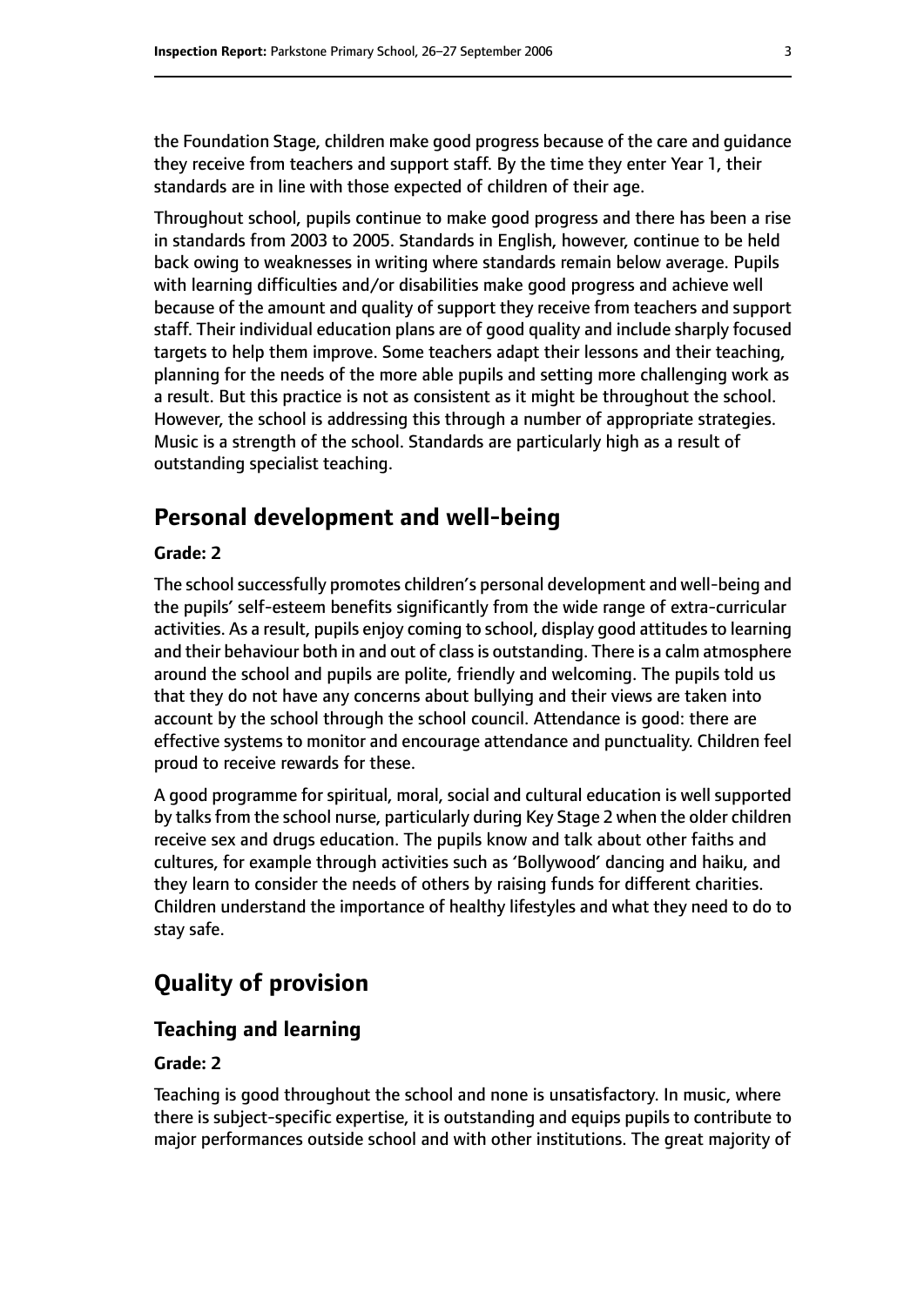the Foundation Stage, children make good progress because of the care and guidance they receive from teachers and support staff. By the time they enter Year 1, their standards are in line with those expected of children of their age.

Throughout school, pupils continue to make good progress and there has been a rise in standards from 2003 to 2005. Standards in English, however, continue to be held back owing to weaknesses in writing where standards remain below average. Pupils with learning difficulties and/or disabilities make good progress and achieve well because of the amount and quality of support they receive from teachers and support staff. Their individual education plans are of good quality and include sharply focused targets to help them improve. Some teachers adapt their lessons and their teaching, planning for the needs of the more able pupils and setting more challenging work as a result. But this practice is not as consistent as it might be throughout the school. However, the school is addressing this through a number of appropriate strategies. Music is a strength of the school. Standards are particularly high as a result of outstanding specialist teaching.

## Personal development and well-being

**Grade: 2**

The school successfully promotes children's personal development and well-being and the pupils' self-esteem benefits significantly from the wide range of extra-curricular activities. As a result, pupils enjoy coming to school, display good attitudes to learning and their behaviour both in and out of class is outstanding. There is a calm atmosphere around the school and pupils are polite, friendly and welcoming. The pupils told us that they do not have any concerns about bullying and their views are taken into account by the school through the school council. Attendance is good: there are effective systems to monitor and encourage attendance and punctuality. Children feel proud to receive rewards for these.

A good programme for spiritual, moral, social and cultural education is well supported by talks from the school nurse, particularly during Key Stage 2 when the older children receive sex and drugs education. The pupils know and talk about other faiths and cultures, for example through activities such as 'Bollywood' dancing and haiku, and they learn to consider the needs of others by raising funds for different charities. Children understand the importance of healthy lifestyles and what they need to do to stay safe.

## Quality of provision

### Teaching and learning

**Grade: 2**

Teaching is good throughout the school and none is unsatisfactory. In music, where there is subject-specific expertise, it is outstanding and equips pupils to contribute to major performances outside school and with other institutions. The great majority of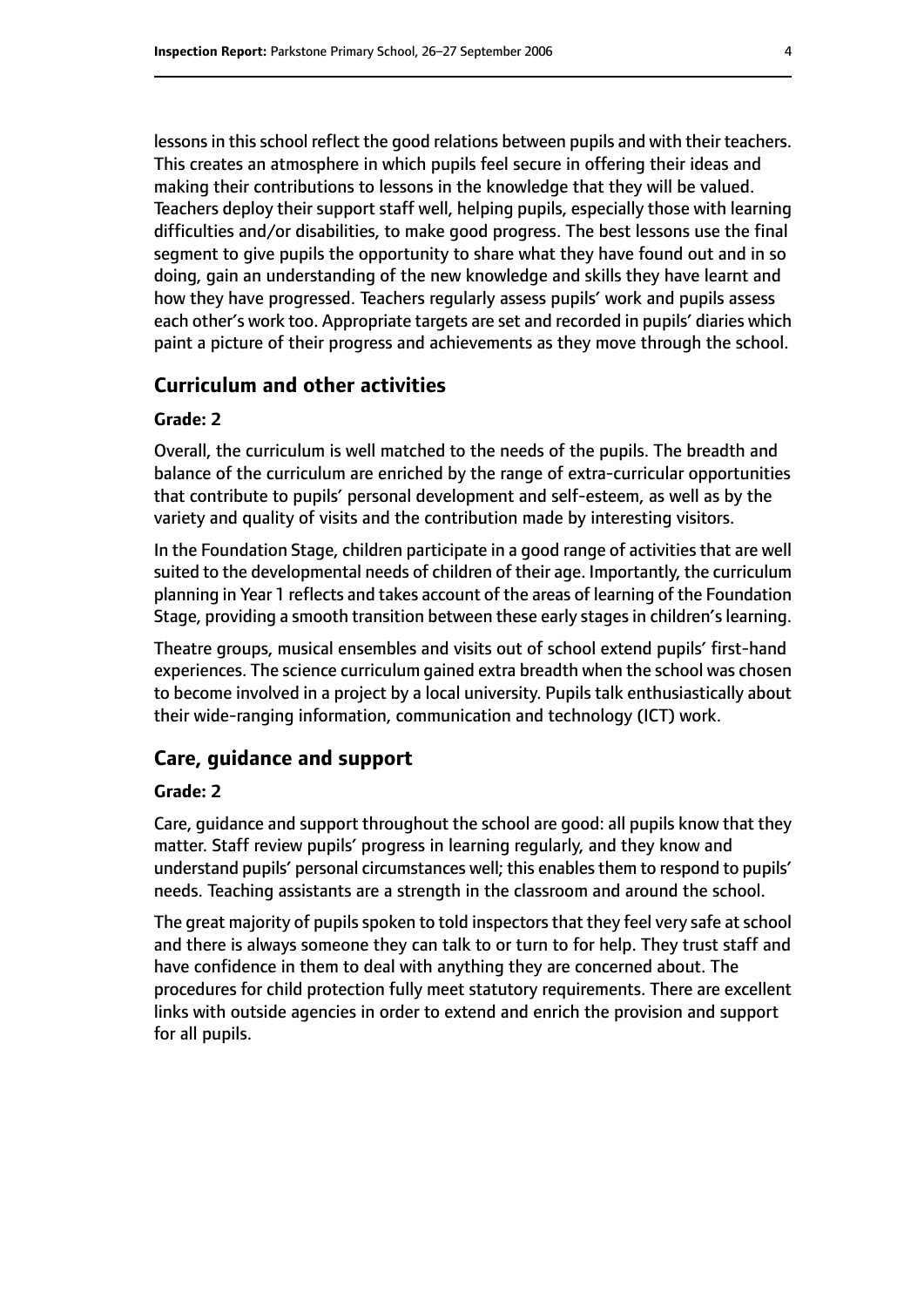lessons in this school reflect the good relations between pupils and with their teachers. This creates an atmosphere in which pupils feel secure in offering their ideas and making their contributions to lessons in the knowledge that they will be valued. Teachers deploy their support staff well, helping pupils, especially those with learning difficulties and/or disabilities, to make good progress. The best lessons use the final segment to give pupils the opportunity to share what they have found out and in so doing, gain an understanding of the new knowledge and skills they have learnt and how they have progressed. Teachers regularly assess pupils' work and pupils assess each other's work too. Appropriate targets are set and recorded in pupils' diaries which paint a picture of their progress and achievements as they move through the school.

## Curriculum and other activities

#### Grade: 2

Overall, the curriculum is well matched to the needs of the pupils. The breadth and balance of the curriculum are enriched by the range of extra-curricular opportunities that contribute to pupils' personal development and self-esteem, as well as by the variety and quality of visits and the contribution made by interesting visitors.

In the Foundation Stage, children participate in a good range of activities that are well suited to the developmental needs of children of their age. Importantly, the curriculum planning in Year 1 reflects and takes account of the areas of learning of the Foundation Stage, providing a smooth transition between these early stages in children's learning.

Theatre groups, musical ensembles and visits out of school extend pupils' first-hand experiences. The science curriculum gained extra breadth when the school was chosen to become involved in a project by a local university. Pupils talk enthusiastically about their wide-ranging information, communication and technology (ICT) work.

## Care, guidance and support

#### Grade: 2

Care, guidance and support throughout the school are good: all pupils know that they matter. Staff review pupils' progress in learning regularly, and they know and understand pupils' personal circumstances well; this enables them to respond to pupils' needs. Teaching assistants are a strength in the classroom and around the school.

The great majority of pupils spoken to told inspectors that they feel very safe at school and there is always someone they can talk to or turn to for help. They trust staff and have confidence in them to deal with anything they are concerned about. The procedures for child protection fully meet statutory requirements. There are excellent links with outside agencies in order to extend and enrich the provision and support for all pupils.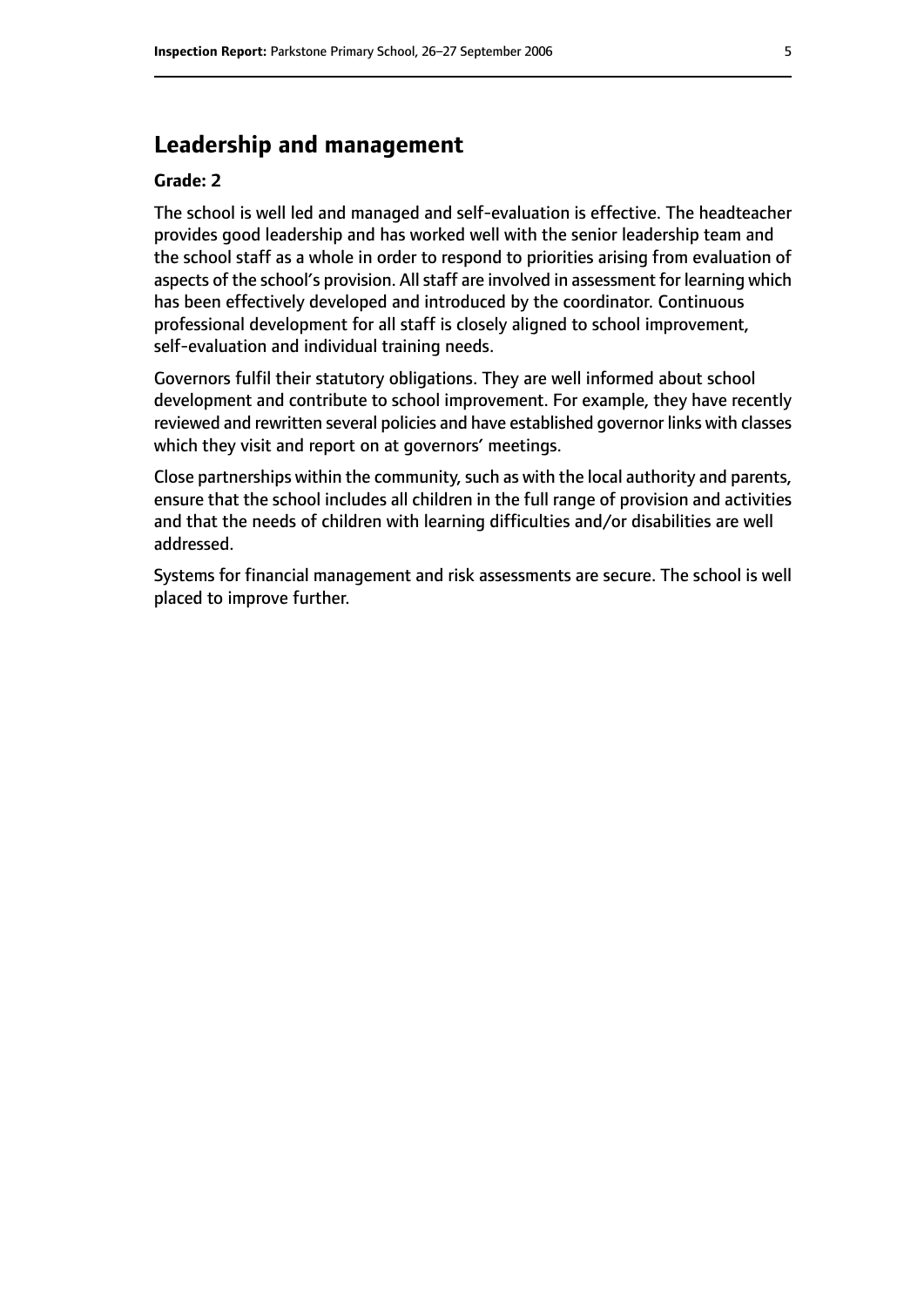## Leadership and management

**Grade: 2**

The school is well led and managed and self-evaluation is effective. The headteacher provides good leadership and has worked well with the senior leadership team and the school staff as a whole in order to respond to priorities arising from evaluation of aspects of the school's provision. All staff are involved in assessment for learning which has been effectively developed and introduced by the coordinator. Continuous professional development for all staff is closely aligned to school improvement, self-evaluation and individual training needs.

Governors fulfil their statutory obligations. They are well informed about school development and contribute to school improvement. For example, they have recently reviewed and rewritten several policies and have established governor links with classes which they visit and report on at governors' meetings.

Close partnerships within the community, such as with the local authority and parents, ensure that the school includes all children in the full range of provision and activities and that the needs of children with learning difficulties and/or disabilities are well addressed.

Systems for financial management and risk assessments are secure. The school is well placed to improve further.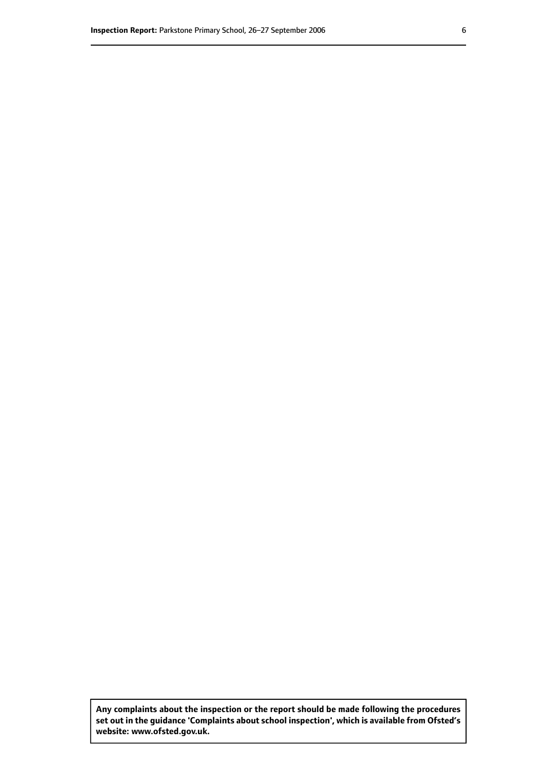**Any complaints about the inspection or the report should be made following the procedures set out in the guidance 'Complaints about school inspection', which is available from Ofsted's website: www.ofsted.gov.uk.**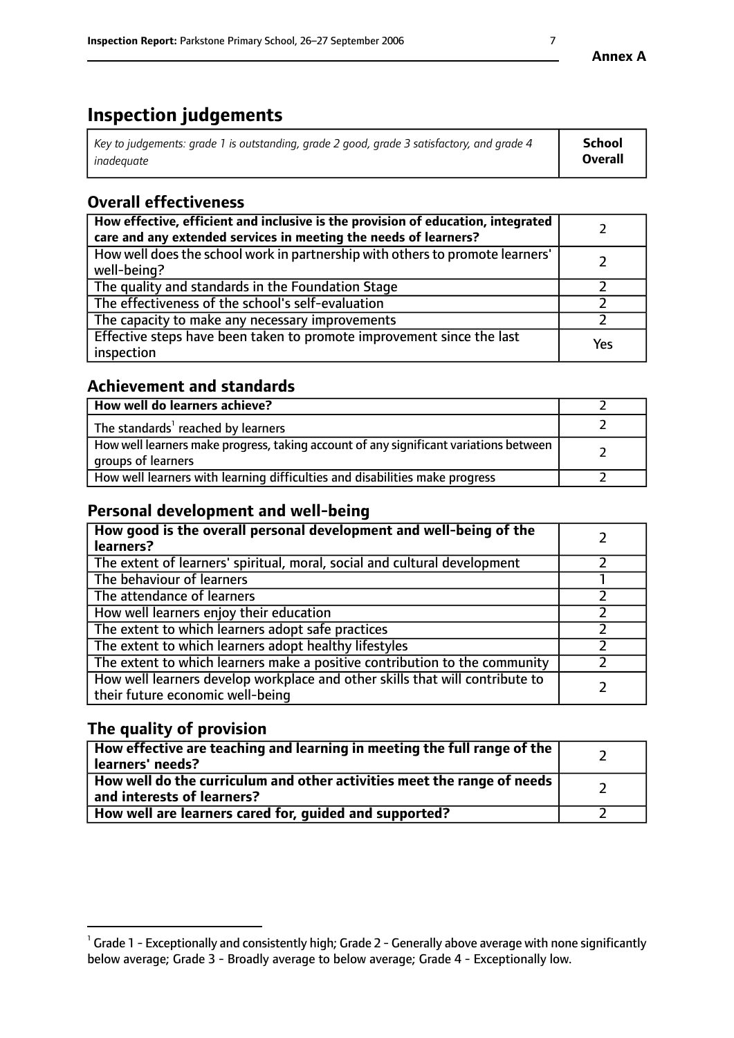**Annex A**

# Inspection judgements

| *Key to judgements: grade 1 is outstanding, grade 2 good, grade 3 satisfactory, and grade 4 inadequate* | **School Overall** |
|---|---|

## Overall effectiveness

| | |
|---|---|
| **How effective, efficient and inclusive is the provision of education, integrated care and any extended services in meeting the needs of learners?** | 2 |
| How well does the school work in partnership with others to promote learners' well-being? | 2 |
| The quality and standards in the Foundation Stage | 2 |
| The effectiveness of the school's self-evaluation | 2 |
| The capacity to make any necessary improvements | 2 |
| Effective steps have been taken to promote improvement since the last inspection | Yes |

## Achievement and standards

| | |
|---|---|
| **How well do learners achieve?** | 2 |
| The standards[1] reached by learners | 2 |
| How well learners make progress, taking account of any significant variations between groups of learners | 2 |
| How well learners with learning difficulties and disabilities make progress | 2 |

## Personal development and well-being

| | |
|---|---|
| **How good is the overall personal development and well-being of the learners?** | 2 |
| The extent of learners' spiritual, moral, social and cultural development | 2 |
| The behaviour of learners | 1 |
| The attendance of learners | 2 |
| How well learners enjoy their education | 2 |
| The extent to which learners adopt safe practices | 2 |
| The extent to which learners adopt healthy lifestyles | 2 |
| The extent to which learners make a positive contribution to the community | 2 |
| How well learners develop workplace and other skills that will contribute to their future economic well-being | 2 |

## The quality of provision

| | |
|---|---|
| **How effective are teaching and learning in meeting the full range of the learners' needs?** | 2 |
| **How well do the curriculum and other activities meet the range of needs and interests of learners?** | 2 |
| **How well are learners cared for, guided and supported?** | 2 |

[1] Grade 1 - Exceptionally and consistently high; Grade 2 - Generally above average with none significantly below average; Grade 3 - Broadly average to below average; Grade 4 - Exceptionally low.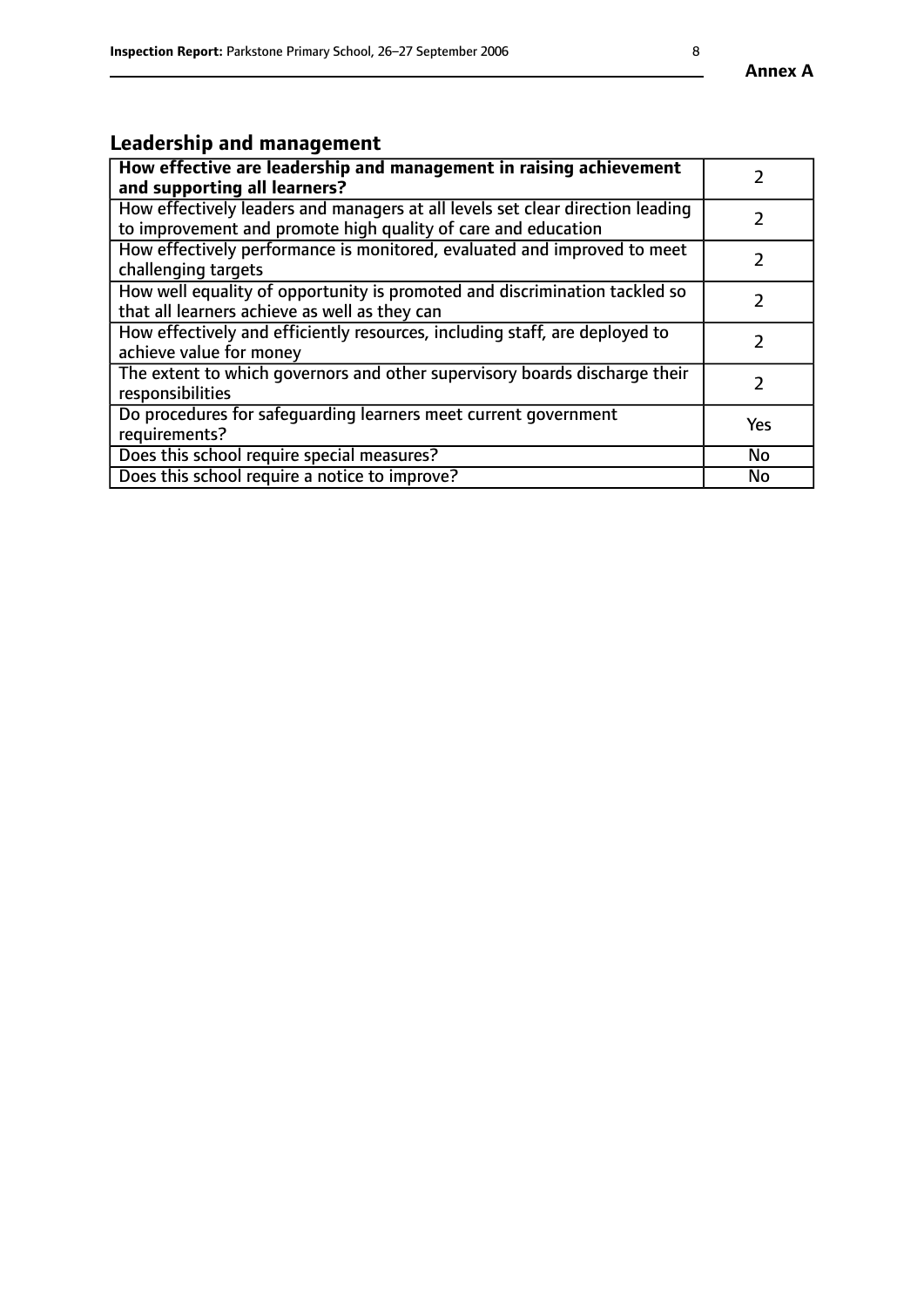## Leadership and management

| **How effective are leadership and management in raising achievement and supporting all learners?** | 2 |
|---|---|
| How effectively leaders and managers at all levels set clear direction leading to improvement and promote high quality of care and education | 2 |
| How effectively performance is monitored, evaluated and improved to meet challenging targets | 2 |
| How well equality of opportunity is promoted and discrimination tackled so that all learners achieve as well as they can | 2 |
| How effectively and efficiently resources, including staff, are deployed to achieve value for money | 2 |
| The extent to which governors and other supervisory boards discharge their responsibilities | 2 |
| Do procedures for safeguarding learners meet current government requirements? | Yes |
| Does this school require special measures? | No |
| Does this school require a notice to improve? | No |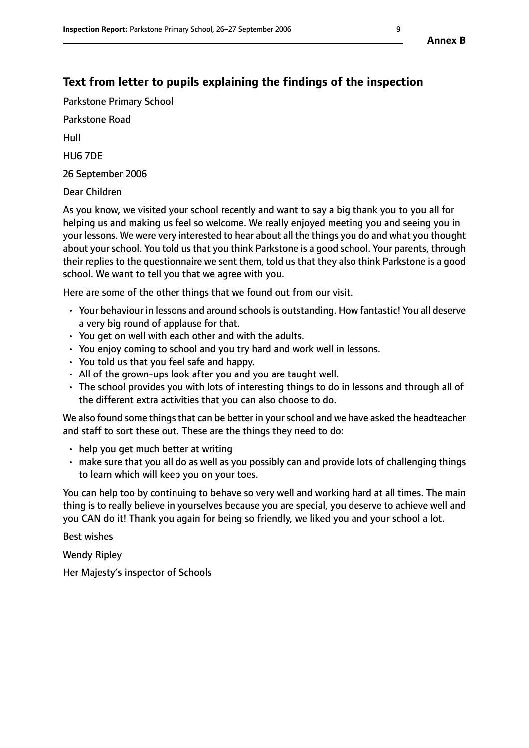## Text from letter to pupils explaining the findings of the inspection

Parkstone Primary School

Parkstone Road

Hull

HU6 7DE

26 September 2006

Dear Children

As you know, we visited your school recently and want to say a big thank you to you all for helping us and making us feel so welcome. We really enjoyed meeting you and seeing you in your lessons. We were very interested to hear about all the things you do and what you thought about your school. You told us that you think Parkstone is a good school. Your parents, through their replies to the questionnaire we sent them, told us that they also think Parkstone is a good school. We want to tell you that we agree with you.

Here are some of the other things that we found out from our visit.

- Your behaviour in lessons and around schools is outstanding. How fantastic! You all deserve a very big round of applause for that.
- You get on well with each other and with the adults.
- You enjoy coming to school and you try hard and work well in lessons.
- You told us that you feel safe and happy.
- All of the grown-ups look after you and you are taught well.
- The school provides you with lots of interesting things to do in lessons and through all of the different extra activities that you can also choose to do.

We also found some things that can be better in your school and we have asked the headteacher and staff to sort these out. These are the things they need to do:

- help you get much better at writing
- make sure that you all do as well as you possibly can and provide lots of challenging things to learn which will keep you on your toes.

You can help too by continuing to behave so very well and working hard at all times. The main thing is to really believe in yourselves because you are special, you deserve to achieve well and you CAN do it! Thank you again for being so friendly, we liked you and your school a lot.

Best wishes

Wendy Ripley

Her Majesty's inspector of Schools